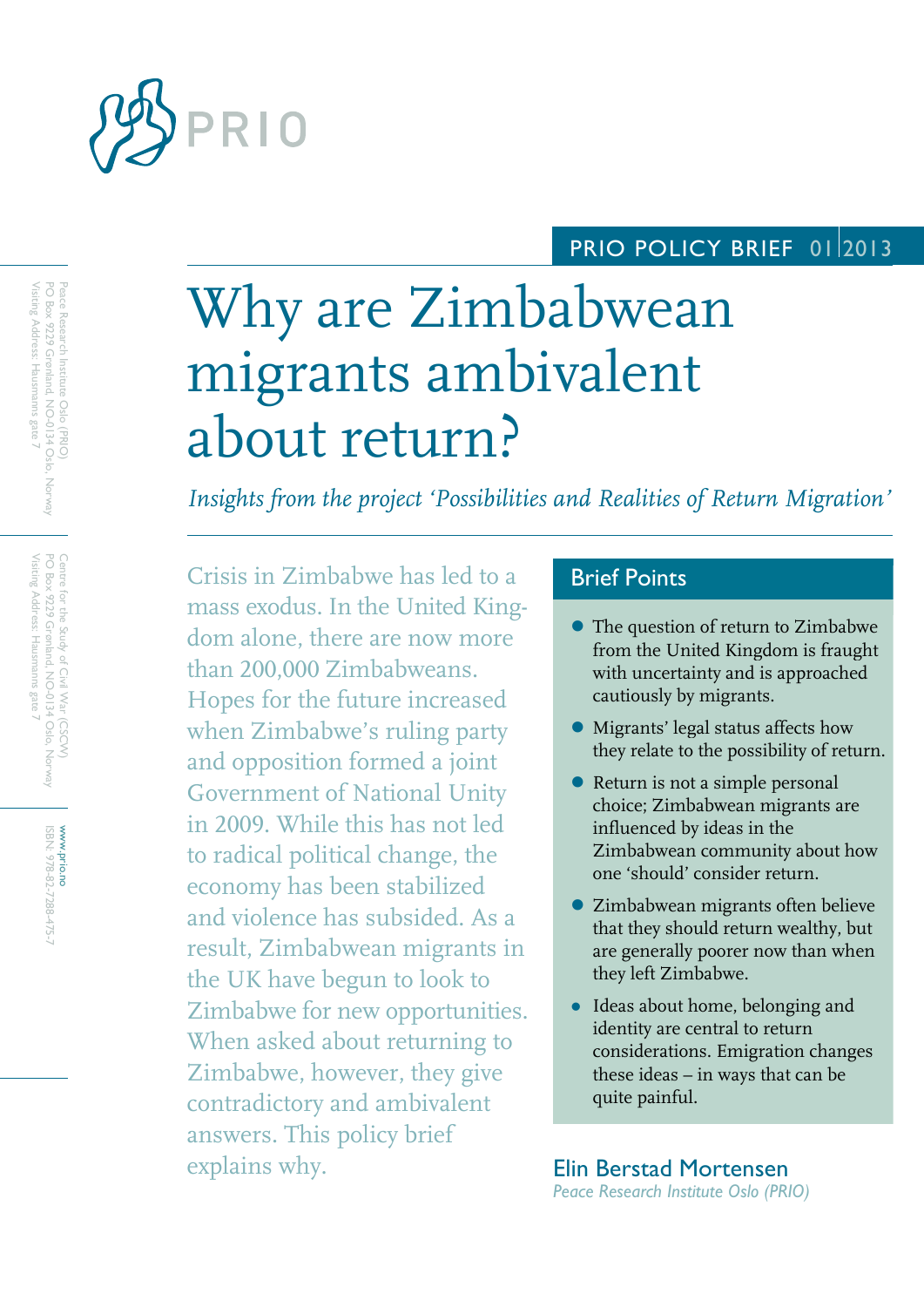PRIO

PRIO POLICY BRIEF 01 2013

# Why are Zimbabwean migrants ambivalent about return?

*Insights from the project 'Possibilities and Realities of Return Migration'*

Crisis in Zimbabwe has led to a mass exodus. In the United Kingdom alone, there are now more than 200,000 Zimbabweans. Hopes for the future increased when Zimbabwe's ruling party and opposition formed a joint Government of National Unity in 2009. While this has not led to radical political change, the economy has been stabilized and violence has subsided. As a result, Zimbabwean migrants in the UK have begun to look to Zimbabwe for new opportunities. When asked about returning to Zimbabwe, however, they give contradictory and ambivalent answers. This policy brief explains why.

## Brief Points

- The question of return to Zimbabwe from the United Kingdom is fraught with uncertainty and is approached cautiously by migrants.
- Migrants' legal status affects how they relate to the possibility of return.
- Return is not a simple personal choice; Zimbabwean migrants are influenced by ideas in the Zimbabwean community about how one 'should' consider return.
- Zimbabwean migrants often believe that they should return wealthy, but are generally poorer now than when they left Zimbabwe.
- Ideas about home, belonging and identity are central to return considerations. Emigration changes these ideas – in ways that can be quite painful.

**Elin Berstad Mortensen**
*Peace Research Institute Oslo (PRIO)*

Peace Research Institute Oslo (PRIO)
PO Box 9229 Grønland, NO-0134 Oslo, Norway
Visiting Address: Hausmanns gate 7

Centre for the Study of Civil War (CSCW)
PO Box 9229 Grønland, NO-0134 Oslo, Norway
Visiting Address: Hausmanns gate 7

www.prio.no
ISBN: 978-82-7288-475-7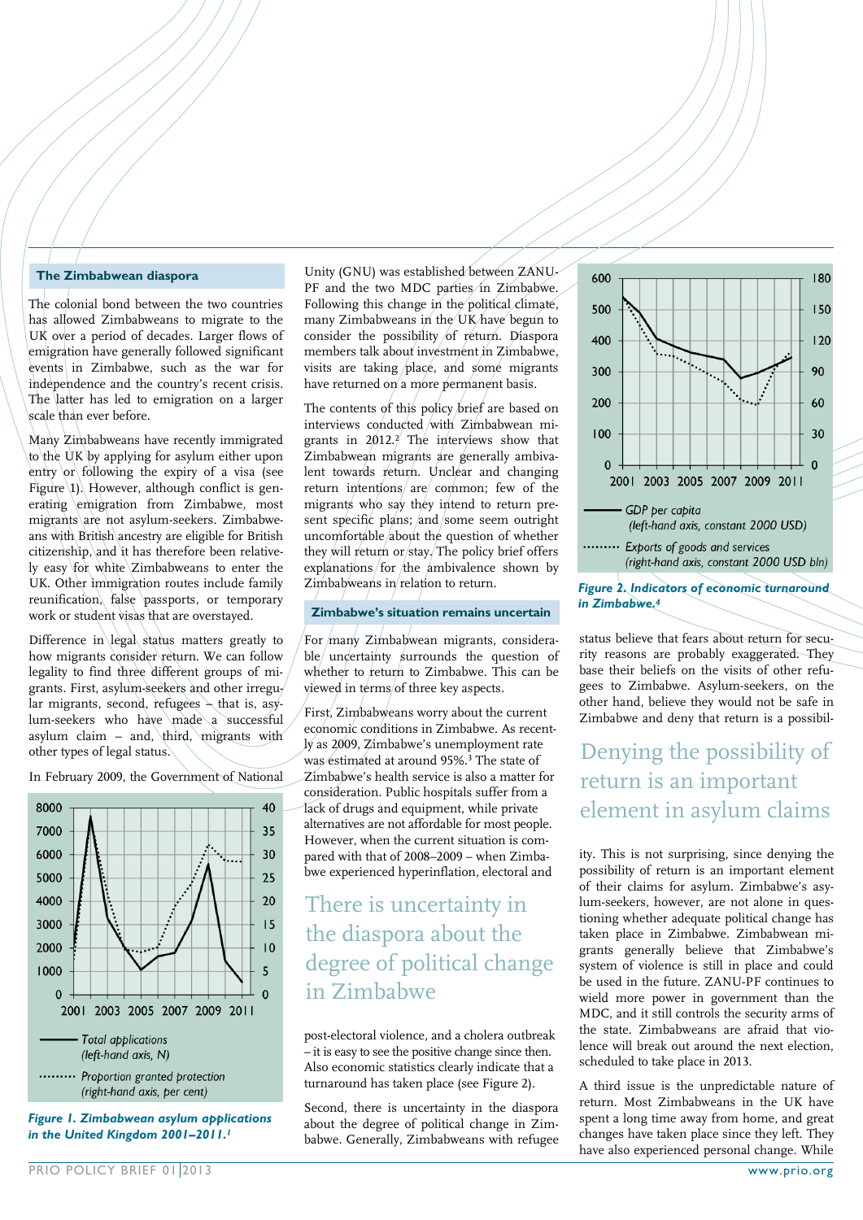## The Zimbabwean diaspora

The colonial bond between the two countries has allowed Zimbabweans to migrate to the UK over a period of decades. Larger flows of emigration have generally followed significant events in Zimbabwe, such as the war for independence and the country's recent crisis. The latter has led to emigration on a larger scale than ever before.

Many Zimbabweans have recently immigrated to the UK by applying for asylum either upon entry or following the expiry of a visa (see Figure 1). However, although conflict is generating emigration from Zimbabwe, most migrants are not asylum-seekers. Zimbabweans with British ancestry are eligible for British citizenship, and it has therefore been relatively easy for white Zimbabweans to enter the UK. Other immigration routes include family reunification, false passports, or temporary work or student visas that are overstayed.

Difference in legal status matters greatly to how migrants consider return. We can follow legality to find three different groups of migrants. First, asylum-seekers and other irregular migrants, second, refugees – that is, asylum-seekers who have made a successful asylum claim – and, third, migrants with other types of legal status.

In February 2009, the Government of National Unity (GNU) was established between ZANU-PF and the two MDC parties in Zimbabwe. Following this change in the political climate, many Zimbabweans in the UK have begun to consider the possibility of return. Diaspora members talk about investment in Zimbabwe, visits are taking place, and some migrants have returned on a more permanent basis.

8000
7000
6000
5000
4000
3000
2000
1000
0
40
35
30
25
20
15
10
5
0
2001 2003 2005 2007 2009 2011
Total applications (left-hand axis, N)
Proportion granted protection (right-hand axis, per cent)

*Figure 1. Zimbabwean asylum applications in the United Kingdom 2001–2011.*[1]

The contents of this policy brief are based on interviews conducted with Zimbabwean migrants in 2012.[2] The interviews show that Zimbabwean migrants are generally ambivalent towards return. Unclear and changing return intentions are common; few of the migrants who say they intend to return present specific plans; and some seem outright uncomfortable about the question of whether they will return or stay. The policy brief offers explanations for the ambivalence shown by Zimbabweans in relation to return.

## Zimbabwe's situation remains uncertain

For many Zimbabwean migrants, considerable uncertainty surrounds the question of whether to return to Zimbabwe. This can be viewed in terms of three key aspects.

First, Zimbabweans worry about the current economic conditions in Zimbabwe. As recently as 2009, Zimbabwe's unemployment rate was estimated at around 95%.[3] The state of Zimbabwe's health service is also a matter for consideration. Public hospitals suffer from a lack of drugs and equipment, while private alternatives are not affordable for most people. However, when the current situation is compared with that of 2008–2009 – when Zimbabwe experienced hyperinflation, electoral and post-electoral violence, and a cholera outbreak – it is easy to see the positive change since then. Also economic statistics clearly indicate that a turnaround has taken place (see Figure 2).

> There is uncertainty in the diaspora about the degree of political change in Zimbabwe

Second, there is uncertainty in the diaspora about the degree of political change in Zimbabwe. Generally, Zimbabweans with refugee status believe that fears about return for security reasons are probably exaggerated. They base their beliefs on the visits of other refugees to Zimbabwe. Asylum-seekers, on the other hand, believe they would not be safe in Zimbabwe and deny that return is a possibility. This is not surprising, since denying the possibility of return is an important element of their claims for asylum. Zimbabwe's asylum-seekers, however, are not alone in questioning whether adequate political change has taken place in Zimbabwe. Zimbabwean migrants generally believe that Zimbabwe's system of violence is still in place and could be used in the future. ZANU-PF continues to wield more power in government than the MDC, and it still controls the security arms of the state. Zimbabweans are afraid that violence will break out around the next election, scheduled to take place in 2013.

600
500
400
300
200
100
0
180
150
120
90
60
30
0
2001 2003 2005 2007 2009 2011
GDP per capita (left-hand axis, constant 2000 USD)
Exports of goods and services (right-hand axis, constant 2000 USD bln)

*Figure 2. Indicators of economic turnaround in Zimbabwe.*[4]

> Denying the possibility of return is an important element in asylum claims

A third issue is the unpredictable nature of return. Most Zimbabweans in the UK have spent a long time away from home, and great changes have taken place since they left. They have also experienced personal change. While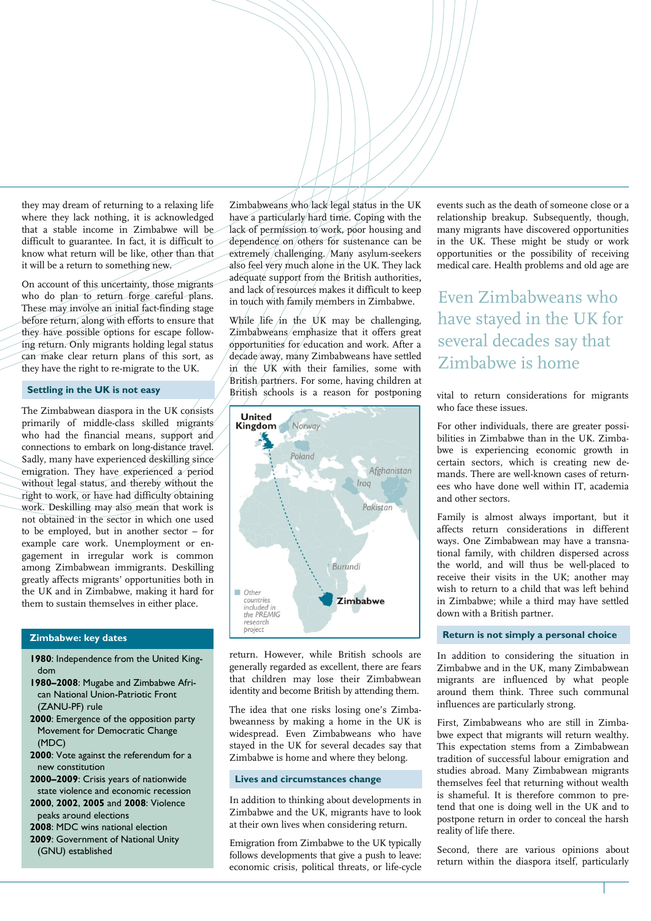they may dream of returning to a relaxing life where they lack nothing, it is acknowledged that a stable income in Zimbabwe will be difficult to guarantee. In fact, it is difficult to know what return will be like, other than that it will be a return to something new.

On account of this uncertainty, those migrants who do plan to return forge careful plans. These may involve an initial fact-finding stage before return, along with efforts to ensure that they have possible options for escape following return. Only migrants holding legal status can make clear return plans of this sort, as they have the right to re-migrate to the UK.

### Settling in the UK is not easy

The Zimbabwean diaspora in the UK consists primarily of middle-class skilled migrants who had the financial means, support and connections to embark on long-distance travel. Sadly, many have experienced deskilling since emigration. They have experienced a period without legal status, and thereby without the right to work, or have had difficulty obtaining work. Deskilling may also mean that work is not obtained in the sector in which one used to be employed, but in another sector – for example care work. Unemployment or engagement in irregular work is common among Zimbabwean immigrants. Deskilling greatly affects migrants' opportunities both in the UK and in Zimbabwe, making it hard for them to sustain themselves in either place.

### Zimbabwe: key dates

- **1980**: Independence from the United Kingdom
- **1980–2008**: Mugabe and Zimbabwe African National Union-Patriotic Front (ZANU-PF) rule
- **2000**: Emergence of the opposition party Movement for Democratic Change (MDC)
- **2000**: Vote against the referendum for a new constitution
- **2000–2009**: Crisis years of nationwide state violence and economic recession
- **2000**, **2002**, **2005** and **2008**: Violence peaks around elections
- **2008**: MDC wins national election
- **2009**: Government of National Unity (GNU) established

Zimbabweans who lack legal status in the UK have a particularly hard time. Coping with the lack of permission to work, poor housing and dependence on others for sustenance can be extremely challenging. Many asylum-seekers also feel very much alone in the UK. They lack adequate support from the British authorities, and lack of resources makes it difficult to keep in touch with family members in Zimbabwe.

While life in the UK may be challenging, Zimbabweans emphasize that it offers great opportunities for education and work. After a decade away, many Zimbabweans have settled in the UK with their families, some with British partners. For some, having children at British schools is a reason for postponing

United Kingdom
Norway
Poland
Afghanistan
Iraq
Pakistan
Burundi
Zimbabwe
Other countries included in the PREMIG research project

return. However, while British schools are generally regarded as excellent, there are fears that children may lose their Zimbabwean identity and become British by attending them.

The idea that one risks losing one's Zimbabweanness by making a home in the UK is widespread. Even Zimbabweans who have stayed in the UK for several decades say that Zimbabwe is home and where they belong.

### Lives and circumstances change

In addition to thinking about developments in Zimbabwe and the UK, migrants have to look at their own lives when considering return.

Emigration from Zimbabwe to the UK typically follows developments that give a push to leave: economic crisis, political threats, or life-cycle events such as the death of someone close or a relationship breakup. Subsequently, though, many migrants have discovered opportunities in the UK. These might be study or work opportunities or the possibility of receiving medical care. Health problems and old age are vital to return considerations for migrants who face these issues.

> Even Zimbabweans who have stayed in the UK for several decades say that Zimbabwe is home

For other individuals, there are greater possibilities in Zimbabwe than in the UK. Zimbabwe is experiencing economic growth in certain sectors, which is creating new demands. There are well-known cases of returnees who have done well within IT, academia and other sectors.

Family is almost always important, but it affects return considerations in different ways. One Zimbabwean may have a transnational family, with children dispersed across the world, and will thus be well-placed to receive their visits in the UK; another may wish to return to a child that was left behind in Zimbabwe; while a third may have settled down with a British partner.

### Return is not simply a personal choice

In addition to considering the situation in Zimbabwe and in the UK, many Zimbabwean migrants are influenced by what people around them think. Three such communal influences are particularly strong.

First, Zimbabweans who are still in Zimbabwe expect that migrants will return wealthy. This expectation stems from a Zimbabwean tradition of successful labour emigration and studies abroad. Many Zimbabwean migrants themselves feel that returning without wealth is shameful. It is therefore common to pretend that one is doing well in the UK and to postpone return in order to conceal the harsh reality of life there.

Second, there are various opinions about return within the diaspora itself, particularly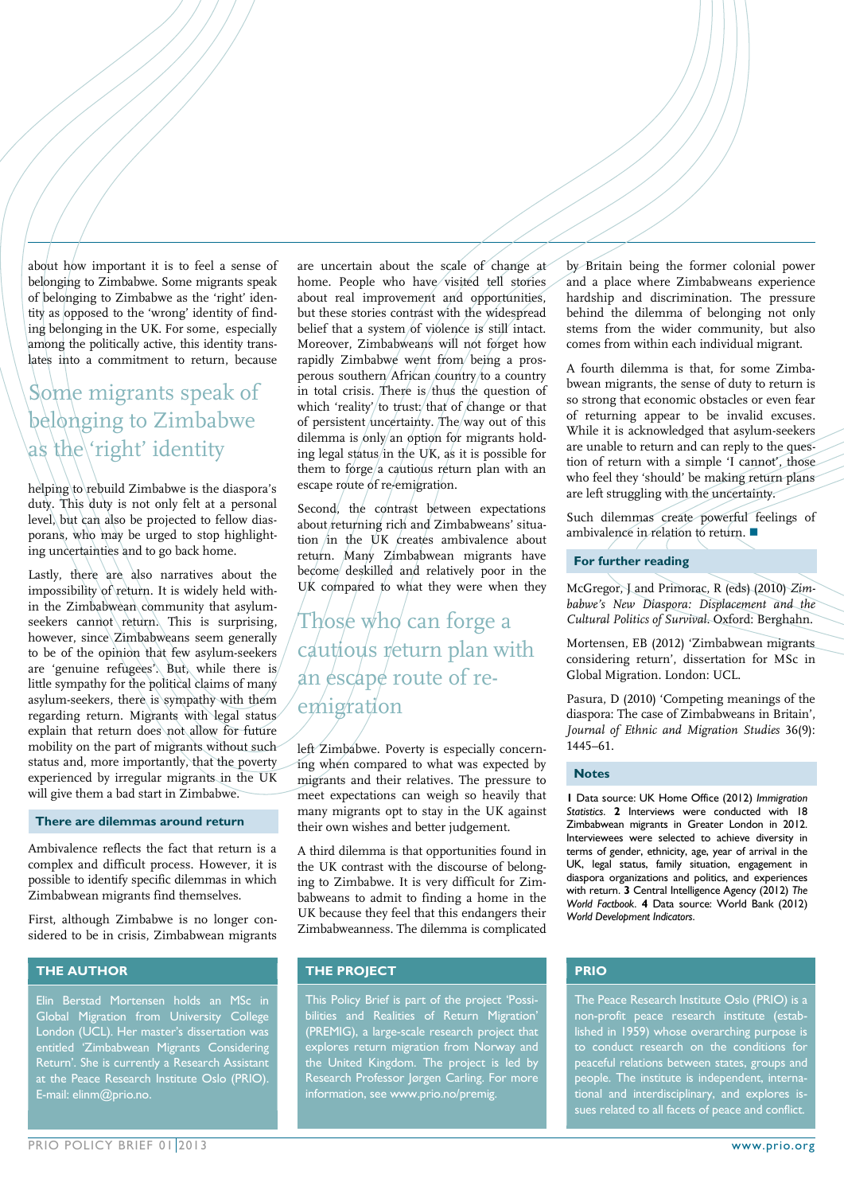about how important it is to feel a sense of belonging to Zimbabwe. Some migrants speak of belonging to Zimbabwe as the 'right' identity as opposed to the 'wrong' identity of finding belonging in the UK. For some, especially among the politically active, this identity translates into a commitment to return, because helping to rebuild Zimbabwe is the diaspora's duty. This duty is not only felt at a personal level, but can also be projected to fellow diasporans, who may be urged to stop highlighting uncertainties and to go back home.

> Some migrants speak of belonging to Zimbabwe as the 'right' identity

Lastly, there are also narratives about the impossibility of return. It is widely held within the Zimbabwean community that asylum-seekers cannot return. This is surprising, however, since Zimbabweans seem generally to be of the opinion that few asylum-seekers are 'genuine refugees'. But, while there is little sympathy for the political claims of many asylum-seekers, there is sympathy with them regarding return. Migrants with legal status explain that return does not allow for future mobility on the part of migrants without such status and, more importantly, that the poverty experienced by irregular migrants in the UK will give them a bad start in Zimbabwe.

## There are dilemmas around return

Ambivalence reflects the fact that return is a complex and difficult process. However, it is possible to identify specific dilemmas in which Zimbabwean migrants find themselves.

First, although Zimbabwe is no longer considered to be in crisis, Zimbabwean migrants are uncertain about the scale of change at home. People who have visited tell stories about real improvement and opportunities, but these stories contrast with the widespread belief that a system of violence is still intact. Moreover, Zimbabweans will not forget how rapidly Zimbabwe went from being a prosperous southern African country to a country in total crisis. There is thus the question of which 'reality' to trust: that of change or that of persistent uncertainty. The way out of this dilemma is only an option for migrants holding legal status in the UK, as it is possible for them to forge a cautious return plan with an escape route of re-emigration.

Second, the contrast between expectations about returning rich and Zimbabweans' situation in the UK creates ambivalence about return. Many Zimbabwean migrants have become deskilled and relatively poor in the UK compared to what they were when they left Zimbabwe. Poverty is especially concerning when compared to what was expected by migrants and their relatives. The pressure to meet expectations can weigh so heavily that many migrants opt to stay in the UK against their own wishes and better judgement.

> Those who can forge a cautious return plan with an escape route of re-emigration

A third dilemma is that opportunities found in the UK contrast with the discourse of belonging to Zimbabwe. It is very difficult for Zimbabweans to admit to finding a home in the UK because they feel that this endangers their Zimbabweanness. The dilemma is complicated by Britain being the former colonial power and a place where Zimbabweans experience hardship and discrimination. The pressure behind the dilemma of belonging not only stems from the wider community, but also comes from within each individual migrant.

A fourth dilemma is that, for some Zimbabwean migrants, the sense of duty to return is so strong that economic obstacles or even fear of returning appear to be invalid excuses. While it is acknowledged that asylum-seekers are unable to return and can reply to the question of return with a simple 'I cannot', those who feel they 'should' be making return plans are left struggling with the uncertainty.

Such dilemmas create powerful feelings of ambivalence in relation to return. ■

## For further reading

McGregor, J and Primorac, R (eds) (2010) *Zimbabwe's New Diaspora: Displacement and the Cultural Politics of Survival*. Oxford: Berghahn.

Mortensen, EB (2012) 'Zimbabwean migrants considering return', dissertation for MSc in Global Migration. London: UCL.

Pasura, D (2010) 'Competing meanings of the diaspora: The case of Zimbabweans in Britain', *Journal of Ethnic and Migration Studies* 36(9): 1445–61.

## Notes

**1** Data source: UK Home Office (2012) *Immigration Statistics*. **2** Interviews were conducted with 18 Zimbabwean migrants in Greater London in 2012. Interviewees were selected to achieve diversity in terms of gender, ethnicity, age, year of arrival in the UK, legal status, family situation, engagement in diaspora organizations and politics, and experiences with return. **3** Central Intelligence Agency (2012) *The World Factbook*. **4** Data source: World Bank (2012) *World Development Indicators*.

## THE AUTHOR

Elin Berstad Mortensen holds an MSc in Global Migration from University College London (UCL). Her master's dissertation was entitled 'Zimbabwean Migrants Considering Return'. She is currently a Research Assistant at the Peace Research Institute Oslo (PRIO). E-mail: elinm@prio.no.

## THE PROJECT

This Policy Brief is part of the project 'Possibilities and Realities of Return Migration' (PREMIG), a large-scale research project that explores return migration from Norway and the United Kingdom. The project is led by Research Professor Jørgen Carling. For more information, see www.prio.no/premig.

## PRIO

The Peace Research Institute Oslo (PRIO) is a non-profit peace research institute (established in 1959) whose overarching purpose is to conduct research on the conditions for peaceful relations between states, groups and people. The institute is independent, international and interdisciplinary, and explores issues related to all facets of peace and conflict.